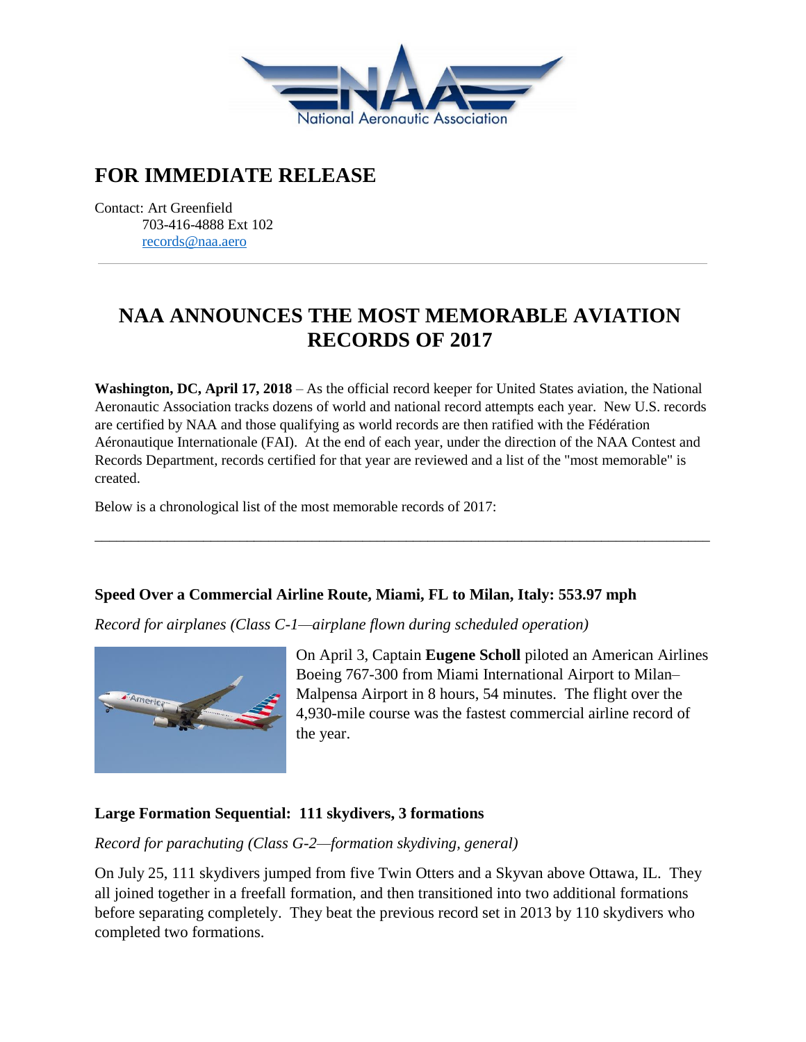# FOR IMMEDIATE RELEASE

Contact: Art Greenfield
703-416-4888 Ext 102
records@naa.aero

---

## NAA ANNOUNCES THE MOST MEMORABLE AVIATION RECORDS OF 2017

**Washington, DC, April 17, 2018** – As the official record keeper for United States aviation, the National Aeronautic Association tracks dozens of world and national record attempts each year. New U.S. records are certified by NAA and those qualifying as world records are then ratified with the Fédération Aéronautique Internationale (FAI). At the end of each year, under the direction of the NAA Contest and Records Department, records certified for that year are reviewed and a list of the "most memorable" is created.

Below is a chronological list of the most memorable records of 2017:

---

### Speed Over a Commercial Airline Route, Miami, FL to Milan, Italy: 553.97 mph

*Record for airplanes (Class C-1—airplane flown during scheduled operation)*

On April 3, Captain **Eugene Scholl** piloted an American Airlines Boeing 767-300 from Miami International Airport to Milan–Malpensa Airport in 8 hours, 54 minutes. The flight over the 4,930-mile course was the fastest commercial airline record of the year.

### Large Formation Sequential: 111 skydivers, 3 formations

*Record for parachuting (Class G-2—formation skydiving, general)*

On July 25, 111 skydivers jumped from five Twin Otters and a Skyvan above Ottawa, IL. They all joined together in a freefall formation, and then transitioned into two additional formations before separating completely. They beat the previous record set in 2013 by 110 skydivers who completed two formations.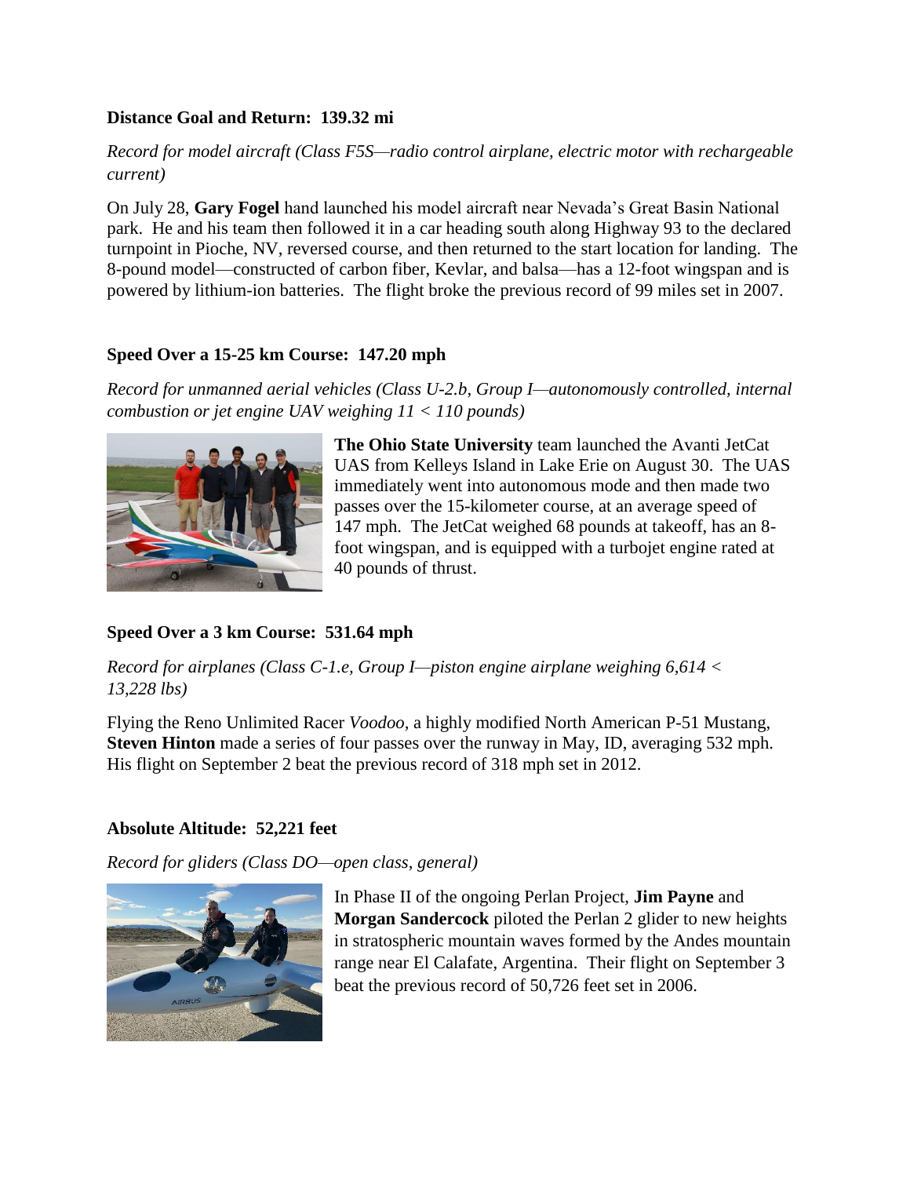**Distance Goal and Return: 139.32 mi**

*Record for model aircraft (Class F5S—radio control airplane, electric motor with rechargeable current)*

On July 28, **Gary Fogel** hand launched his model aircraft near Nevada's Great Basin National park. He and his team then followed it in a car heading south along Highway 93 to the declared turnpoint in Pioche, NV, reversed course, and then returned to the start location for landing. The 8-pound model—constructed of carbon fiber, Kevlar, and balsa—has a 12-foot wingspan and is powered by lithium-ion batteries. The flight broke the previous record of 99 miles set in 2007.

**Speed Over a 15-25 km Course: 147.20 mph**

*Record for unmanned aerial vehicles (Class U-2.b, Group I—autonomously controlled, internal combustion or jet engine UAV weighing 11 < 110 pounds)*

**The Ohio State University** team launched the Avanti JetCat UAS from Kelleys Island in Lake Erie on August 30. The UAS immediately went into autonomous mode and then made two passes over the 15-kilometer course, at an average speed of 147 mph. The JetCat weighed 68 pounds at takeoff, has an 8-foot wingspan, and is equipped with a turbojet engine rated at 40 pounds of thrust.

**Speed Over a 3 km Course: 531.64 mph**

*Record for airplanes (Class C-1.e, Group I—piston engine airplane weighing 6,614 < 13,228 lbs)*

Flying the Reno Unlimited Racer *Voodoo,* a highly modified North American P-51 Mustang, **Steven Hinton** made a series of four passes over the runway in May, ID, averaging 532 mph. His flight on September 2 beat the previous record of 318 mph set in 2012.

**Absolute Altitude: 52,221 feet**

*Record for gliders (Class DO—open class, general)*

In Phase II of the ongoing Perlan Project, **Jim Payne** and **Morgan Sandercock** piloted the Perlan 2 glider to new heights in stratospheric mountain waves formed by the Andes mountain range near El Calafate, Argentina. Their flight on September 3 beat the previous record of 50,726 feet set in 2006.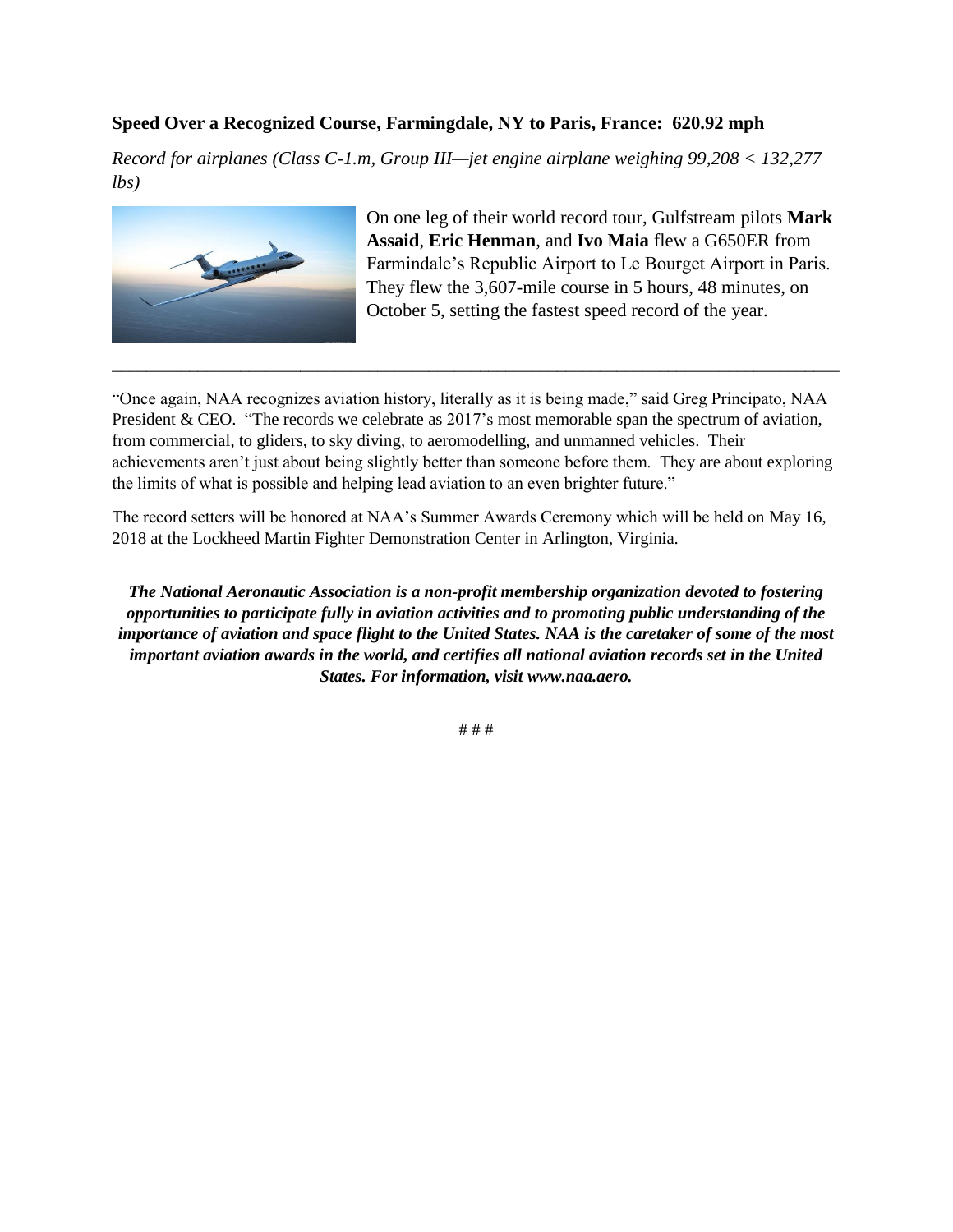**Speed Over a Recognized Course, Farmingdale, NY to Paris, France: 620.92 mph**

*Record for airplanes (Class C-1.m, Group III—jet engine airplane weighing 99,208 < 132,277 lbs)*

On one leg of their world record tour, Gulfstream pilots **Mark Assaid**, **Eric Henman**, and **Ivo Maia** flew a G650ER from Farmindale's Republic Airport to Le Bourget Airport in Paris. They flew the 3,607-mile course in 5 hours, 48 minutes, on October 5, setting the fastest speed record of the year.

---

"Once again, NAA recognizes aviation history, literally as it is being made," said Greg Principato, NAA President & CEO. "The records we celebrate as 2017's most memorable span the spectrum of aviation, from commercial, to gliders, to sky diving, to aeromodelling, and unmanned vehicles. Their achievements aren't just about being slightly better than someone before them. They are about exploring the limits of what is possible and helping lead aviation to an even brighter future."

The record setters will be honored at NAA's Summer Awards Ceremony which will be held on May 16, 2018 at the Lockheed Martin Fighter Demonstration Center in Arlington, Virginia.

***The National Aeronautic Association is a non-profit membership organization devoted to fostering opportunities to participate fully in aviation activities and to promoting public understanding of the importance of aviation and space flight to the United States. NAA is the caretaker of some of the most important aviation awards in the world, and certifies all national aviation records set in the United States. For information, visit www.naa.aero.***

# # #